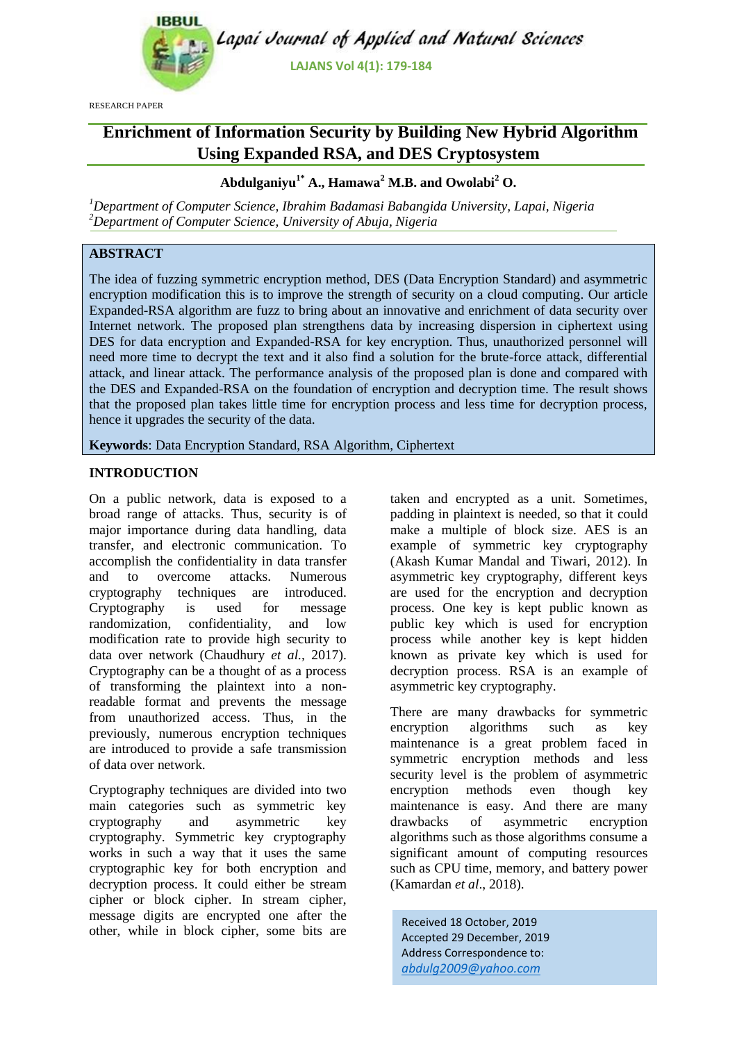RESEARCH PAPER

# Enrichment of Information Security by Building New Hybrid Algorithm Using Expanded RSA, and DES Cryptosystem

**Abdulganiyu[1*] A., Hamawa[2] M.B. and Owolabi[2] O.**

[1]*Department of Computer Science, Ibrahim Badamasi Babangida University, Lapai, Nigeria*
[2]*Department of Computer Science, University of Abuja, Nigeria*

## ABSTRACT

The idea of fuzzing symmetric encryption method, DES (Data Encryption Standard) and asymmetric encryption modification this is to improve the strength of security on a cloud computing. Our article Expanded-RSA algorithm are fuzz to bring about an innovative and enrichment of data security over Internet network. The proposed plan strengthens data by increasing dispersion in ciphertext using DES for data encryption and Expanded-RSA for key encryption. Thus, unauthorized personnel will need more time to decrypt the text and it also find a solution for the brute-force attack, differential attack, and linear attack. The performance analysis of the proposed plan is done and compared with the DES and Expanded-RSA on the foundation of encryption and decryption time. The result shows that the proposed plan takes little time for encryption process and less time for decryption process, hence it upgrades the security of the data.

**Keywords**: Data Encryption Standard, RSA Algorithm, Ciphertext

## INTRODUCTION

On a public network, data is exposed to a broad range of attacks. Thus, security is of major importance during data handling, data transfer, and electronic communication. To accomplish the confidentiality in data transfer and to overcome attacks. Numerous cryptography techniques are introduced. Cryptography is used for message randomization, confidentiality, and low modification rate to provide high security to data over network (Chaudhury *et al.*, 2017). Cryptography can be a thought of as a process of transforming the plaintext into a non-readable format and prevents the message from unauthorized access. Thus, in the previously, numerous encryption techniques are introduced to provide a safe transmission of data over network.

Cryptography techniques are divided into two main categories such as symmetric key cryptography and asymmetric key cryptography. Symmetric key cryptography works in such a way that it uses the same cryptographic key for both encryption and decryption process. It could either be stream cipher or block cipher. In stream cipher, message digits are encrypted one after the other, while in block cipher, some bits are taken and encrypted as a unit. Sometimes, padding in plaintext is needed, so that it could make a multiple of block size. AES is an example of symmetric key cryptography (Akash Kumar Mandal and Tiwari, 2012). In asymmetric key cryptography, different keys are used for the encryption and decryption process. One key is kept public known as public key which is used for encryption process while another key is kept hidden known as private key which is used for decryption process. RSA is an example of asymmetric key cryptography.

There are many drawbacks for symmetric encryption algorithms such as key maintenance is a great problem faced in symmetric encryption methods and less security level is the problem of asymmetric encryption methods even though key maintenance is easy. And there are many drawbacks of asymmetric encryption algorithms such as those algorithms consume a significant amount of computing resources such as CPU time, memory, and battery power (Kamardan *et al*., 2018).

Received 18 October, 2019
Accepted 29 December, 2019
Address Correspondence to:
abdulg2009@yahoo.com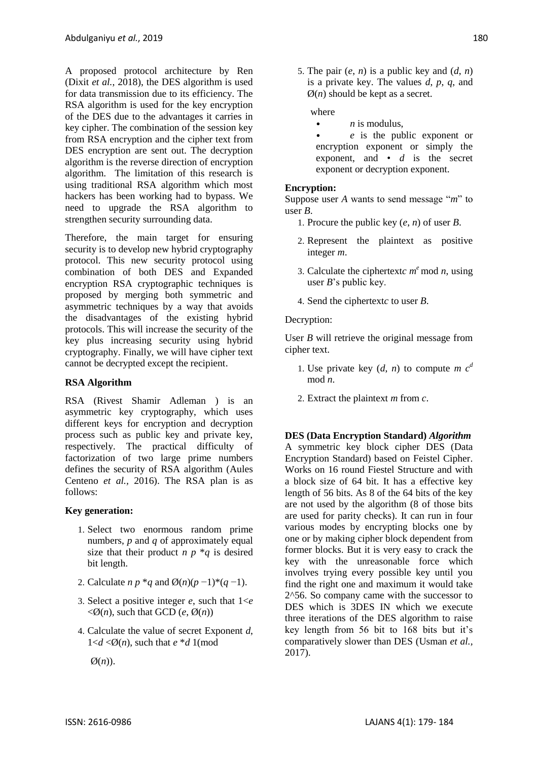A proposed protocol architecture by Ren (Dixit *et al.,* 2018), the DES algorithm is used for data transmission due to its efficiency. The RSA algorithm is used for the key encryption of the DES due to the advantages it carries in key cipher. The combination of the session key from RSA encryption and the cipher text from DES encryption are sent out. The decryption algorithm is the reverse direction of encryption algorithm. The limitation of this research is using traditional RSA algorithm which most hackers has been working had to bypass. We need to upgrade the RSA algorithm to strengthen security surrounding data.

Therefore, the main target for ensuring security is to develop new hybrid cryptography protocol. This new security protocol using combination of both DES and Expanded encryption RSA cryptographic techniques is proposed by merging both symmetric and asymmetric techniques by a way that avoids the disadvantages of the existing hybrid protocols. This will increase the security of the key plus increasing security using hybrid cryptography. Finally, we will have cipher text cannot be decrypted except the recipient.

**RSA Algorithm**

RSA (Rivest Shamir Adleman ) is an asymmetric key cryptography, which uses different keys for encryption and decryption process such as public key and private key, respectively. The practical difficulty of factorization of two large prime numbers defines the security of RSA algorithm (Aules Centeno *et al.,* 2016). The RSA plan is as follows:

**Key generation:**

1. Select two enormous random prime numbers, $p$ and $q$ of approximately equal size that their product $n$ $p$ $*q$ is desired bit length.
2. Calculate $n$ $p$ $*q$ and $\text{Ø}(n)(p-1)*(q-1)$.
3. Select a positive integer $e$, such that $1<e<\text{Ø}(n)$, such that GCD $(e, \text{Ø}(n))$
4. Calculate the value of secret Exponent $d$, $1<d<\text{Ø}(n)$, such that $e*d$ 1(mod $\text{Ø}(n)$).
5. The pair $(e, n)$ is a public key and $(d, n)$ is a private key. The values $d$, $p$, $q$, and $\text{Ø}(n)$ should be kept as a secret.

where

- $n$ is modulus,
- $e$ is the public exponent or encryption exponent or simply the exponent, and • $d$ is the secret exponent or decryption exponent.

**Encryption:**

Suppose user *A* wants to send message "*m*" to user *B*.

1. Procure the public key $(e, n)$ of user *B*.
2. Represent the plaintext as positive integer $m$.
3. Calculate the ciphertext$c$ $m^e$ mod $n$, using user *B*'s public key.
4. Send the ciphertext$c$ to user *B*.

Decryption:

User *B* will retrieve the original message from cipher text.

1. Use private key $(d, n)$ to compute $m$ $c^d$ mod $n$.
2. Extract the plaintext $m$ from $c$.

**DES (Data Encryption Standard) *Algorithm***

A symmetric key block cipher DES (Data Encryption Standard) based on Feistel Cipher. Works on 16 round Fiestel Structure and with a block size of 64 bit. It has a effective key length of 56 bits. As 8 of the 64 bits of the key are not used by the algorithm (8 of those bits are used for parity checks). It can run in four various modes by encrypting blocks one by one or by making cipher block dependent from former blocks. But it is very easy to crack the key with the unreasonable force which involves trying every possible key until you find the right one and maximum it would take 2^56. So company came with the successor to DES which is 3DES IN which we execute three iterations of the DES algorithm to raise key length from 56 bit to 168 bits but it's comparatively slower than DES (Usman *et al.,* 2017).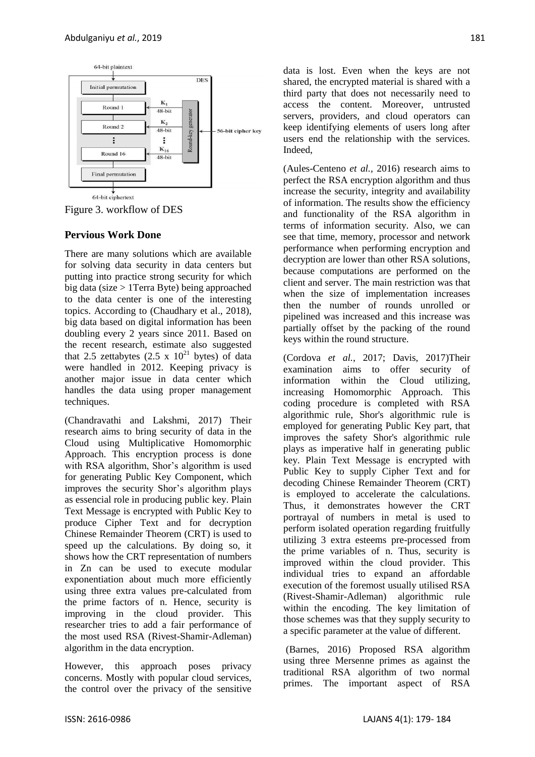Figure 3. workflow of DES

## Pervious Work Done

There are many solutions which are available for solving data security in data centers but putting into practice strong security for which big data (size > 1Terra Byte) being approached to the data center is one of the interesting topics. According to (Chaudhary et al., 2018), big data based on digital information has been doubling every 2 years since 2011. Based on the recent research, estimate also suggested that 2.5 zettabytes (2.5 x $10^{21}$ bytes) of data were handled in 2012. Keeping privacy is another major issue in data center which handles the data using proper management techniques.

(Chandravathi and Lakshmi, 2017) Their research aims to bring security of data in the Cloud using Multiplicative Homomorphic Approach. This encryption process is done with RSA algorithm, Shor's algorithm is used for generating Public Key Component, which improves the security Shor's algorithm plays as essencial role in producing public key. Plain Text Message is encrypted with Public Key to produce Cipher Text and for decryption Chinese Remainder Theorem (CRT) is used to speed up the calculations. By doing so, it shows how the CRT representation of numbers in Zn can be used to execute modular exponentiation about much more efficiently using three extra values pre-calculated from the prime factors of n. Hence, security is improving in the cloud provider. This researcher tries to add a fair performance of the most used RSA (Rivest-Shamir-Adleman) algorithm in the data encryption.

However, this approach poses privacy concerns. Mostly with popular cloud services, the control over the privacy of the sensitive data is lost. Even when the keys are not shared, the encrypted material is shared with a third party that does not necessarily need to access the content. Moreover, untrusted servers, providers, and cloud operators can keep identifying elements of users long after users end the relationship with the services. Indeed,

(Aules-Centeno *et al.*, 2016) research aims to perfect the RSA encryption algorithm and thus increase the security, integrity and availability of information. The results show the efficiency and functionality of the RSA algorithm in terms of information security. Also, we can see that time, memory, processor and network performance when performing encryption and decryption are lower than other RSA solutions, because computations are performed on the client and server. The main restriction was that when the size of implementation increases then the number of rounds unrolled or pipelined was increased and this increase was partially offset by the packing of the round keys within the round structure.

(Cordova *et al.*, 2017; Davis, 2017)Their examination aims to offer security of information within the Cloud utilizing, increasing Homomorphic Approach. This coding procedure is completed with RSA algorithmic rule, Shor's algorithmic rule is employed for generating Public Key part, that improves the safety Shor's algorithmic rule plays as imperative half in generating public key. Plain Text Message is encrypted with Public Key to supply Cipher Text and for decoding Chinese Remainder Theorem (CRT) is employed to accelerate the calculations. Thus, it demonstrates however the CRT portrayal of numbers in metal is used to perform isolated operation regarding fruitfully utilizing 3 extra esteems pre-processed from the prime variables of n. Thus, security is improved within the cloud provider. This individual tries to expand an affordable execution of the foremost usually utilised RSA (Rivest-Shamir-Adleman) algorithmic rule within the encoding. The key limitation of those schemes was that they supply security to a specific parameter at the value of different.

(Barnes, 2016) Proposed RSA algorithm using three Mersenne primes as against the traditional RSA algorithm of two normal primes. The important aspect of RSA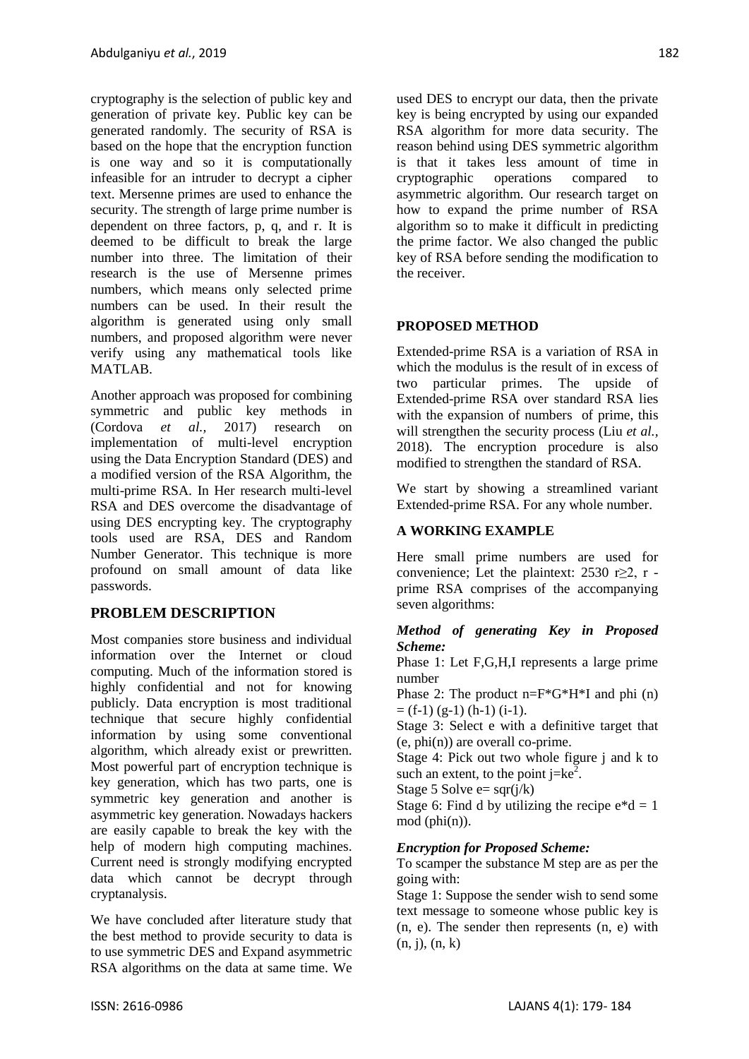cryptography is the selection of public key and generation of private key. Public key can be generated randomly. The security of RSA is based on the hope that the encryption function is one way and so it is computationally infeasible for an intruder to decrypt a cipher text. Mersenne primes are used to enhance the security. The strength of large prime number is dependent on three factors, p, q, and r. It is deemed to be difficult to break the large number into three. The limitation of their research is the use of Mersenne primes numbers, which means only selected prime numbers can be used. In their result the algorithm is generated using only small numbers, and proposed algorithm were never verify using any mathematical tools like MATLAB.

Another approach was proposed for combining symmetric and public key methods in (Cordova *et al.*, 2017) research on implementation of multi-level encryption using the Data Encryption Standard (DES) and a modified version of the RSA Algorithm, the multi-prime RSA. In Her research multi-level RSA and DES overcome the disadvantage of using DES encrypting key. The cryptography tools used are RSA, DES and Random Number Generator. This technique is more profound on small amount of data like passwords.

## PROBLEM DESCRIPTION

Most companies store business and individual information over the Internet or cloud computing. Much of the information stored is highly confidential and not for knowing publicly. Data encryption is most traditional technique that secure highly confidential information by using some conventional algorithm, which already exist or prewritten. Most powerful part of encryption technique is key generation, which has two parts, one is symmetric key generation and another is asymmetric key generation. Nowadays hackers are easily capable to break the key with the help of modern high computing machines. Current need is strongly modifying encrypted data which cannot be decrypt through cryptanalysis.

We have concluded after literature study that the best method to provide security to data is to use symmetric DES and Expand asymmetric RSA algorithms on the data at same time. We used DES to encrypt our data, then the private key is being encrypted by using our expanded RSA algorithm for more data security. The reason behind using DES symmetric algorithm is that it takes less amount of time in cryptographic operations compared to asymmetric algorithm. Our research target on how to expand the prime number of RSA algorithm so to make it difficult in predicting the prime factor. We also changed the public key of RSA before sending the modification to the receiver.

## PROPOSED METHOD

Extended-prime RSA is a variation of RSA in which the modulus is the result of in excess of two particular primes. The upside of Extended-prime RSA over standard RSA lies with the expansion of numbers of prime, this will strengthen the security process (Liu *et al.*, 2018). The encryption procedure is also modified to strengthen the standard of RSA.

We start by showing a streamlined variant Extended-prime RSA. For any whole number.

## A WORKING EXAMPLE

Here small prime numbers are used for convenience; Let the plaintext: 2530 $r \geq 2$, r -prime RSA comprises of the accompanying seven algorithms:

***Method of generating Key in Proposed Scheme:***

Phase 1: Let F,G,H,I represents a large prime number

Phase 2: The product $n=F*G*H*I$ and $\phi(n) = (f-1)(g-1)(h-1)(i-1)$.

Stage 3: Select e with a definitive target that (e, phi(n)) are overall co-prime.

Stage 4: Pick out two whole figure j and k to such an extent, to the point $j=ke^2$.

Stage 5 Solve $e= sqr(j/k)$

Stage 6: Find d by utilizing the recipe $e*d = 1 \bmod (\phi(n))$.

***Encryption for Proposed Scheme:***

To scamper the substance M step are as per the going with:

Stage 1: Suppose the sender wish to send some text message to someone whose public key is (n, e). The sender then represents (n, e) with (n, j), (n, k)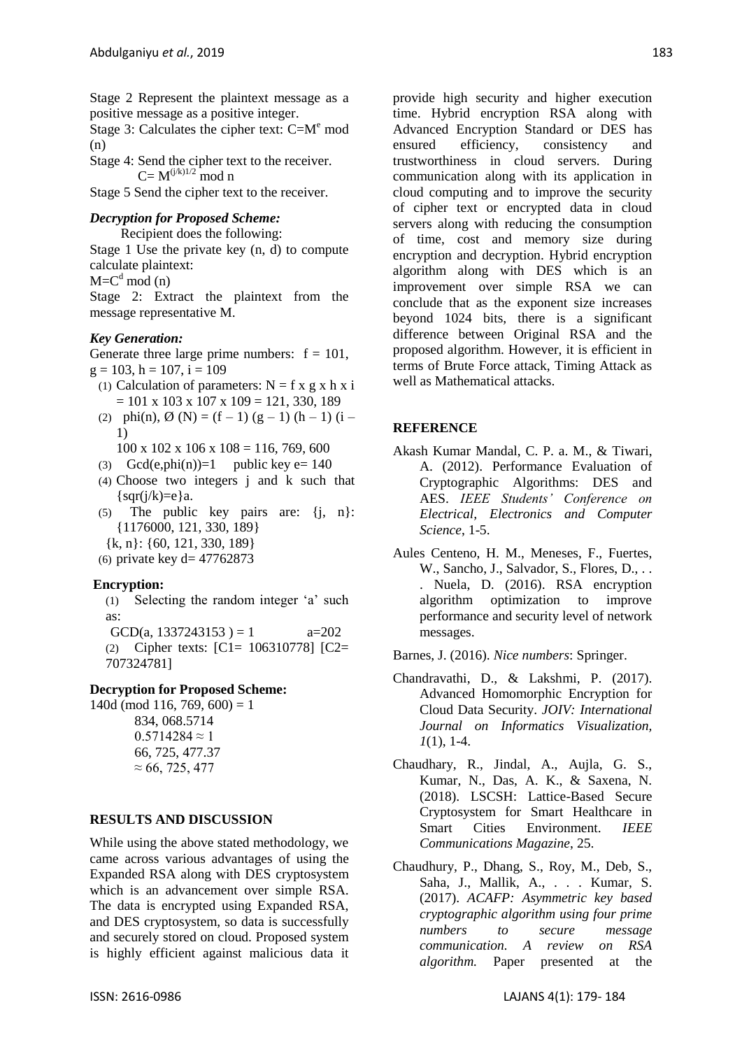Stage 2 Represent the plaintext message as a positive message as a positive integer.

Stage 3: Calculates the cipher text: $C=M^e \bmod (n)$

Stage 4: Send the cipher text to the receiver.

$C= M^{(j/k)1/2} \bmod n$

Stage 5 Send the cipher text to the receiver.

### *Decryption for Proposed Scheme:*

Recipient does the following:

Stage 1 Use the private key (n, d) to compute calculate plaintext:

$M=C^d \bmod (n)$

Stage 2: Extract the plaintext from the message representative M.

### *Key Generation:*

Generate three large prime numbers: f = 101, g = 103, h = 107, i = 109

(1) Calculation of parameters: N = f x g x h x i = 101 x 103 x 107 x 109 = 121, 330, 189

(2) phi(n), Ø (N) = (f – 1) (g – 1) (h – 1) (i – 1)

100 x 102 x 106 x 108 = 116, 769, 600

(3) Gcd(e,phi(n))=1 public key e= 140

(4) Choose two integers j and k such that {sqr(j/k)=e}a.

(5) The public key pairs are: {j, n}: {1176000, 121, 330, 189}

{k, n}: {60, 121, 330, 189}

(6) private key d= 47762873

### Encryption:

(1) Selecting the random integer 'a' such as:

GCD(a, 1337243153 ) = 1 a=202

(2) Cipher texts: [C1= 106310778] [C2= 707324781]

### Decryption for Proposed Scheme:

140d (mod 116, 769, 600) = 1

834, 068.5714

0.5714284 ≈ 1

66, 725, 477.37

≈ 66, 725, 477

## RESULTS AND DISCUSSION

While using the above stated methodology, we came across various advantages of using the Expanded RSA along with DES cryptosystem which is an advancement over simple RSA. The data is encrypted using Expanded RSA, and DES cryptosystem, so data is successfully and securely stored on cloud. Proposed system is highly efficient against malicious data it provide high security and higher execution time. Hybrid encryption RSA along with Advanced Encryption Standard or DES has ensured efficiency, consistency and trustworthiness in cloud servers. During communication along with its application in cloud computing and to improve the security of cipher text or encrypted data in cloud servers along with reducing the consumption of time, cost and memory size during encryption and decryption. Hybrid encryption algorithm along with DES which is an improvement over simple RSA we can conclude that as the exponent size increases beyond 1024 bits, there is a significant difference between Original RSA and the proposed algorithm. However, it is efficient in terms of Brute Force attack, Timing Attack as well as Mathematical attacks.

## REFERENCE

Akash Kumar Mandal, C. P. a. M., & Tiwari, A. (2012). Performance Evaluation of Cryptographic Algorithms: DES and AES. *IEEE Students' Conference on Electrical, Electronics and Computer Science*, 1-5.

Aules Centeno, H. M., Meneses, F., Fuertes, W., Sancho, J., Salvador, S., Flores, D., . . . Nuela, D. (2016). RSA encryption algorithm optimization to improve performance and security level of network messages.

Barnes, J. (2016). *Nice numbers*: Springer.

Chandravathi, D., & Lakshmi, P. (2017). Advanced Homomorphic Encryption for Cloud Data Security. *JOIV: International Journal on Informatics Visualization, 1*(1), 1-4.

Chaudhary, R., Jindal, A., Aujla, G. S., Kumar, N., Das, A. K., & Saxena, N. (2018). LSCSH: Lattice-Based Secure Cryptosystem for Smart Healthcare in Smart Cities Environment. *IEEE Communications Magazine*, 25.

Chaudhury, P., Dhang, S., Roy, M., Deb, S., Saha, J., Mallik, A., . . . Kumar, S. (2017). *ACAFP: Asymmetric key based cryptographic algorithm using four prime numbers to secure message communication. A review on RSA algorithm.* Paper presented at the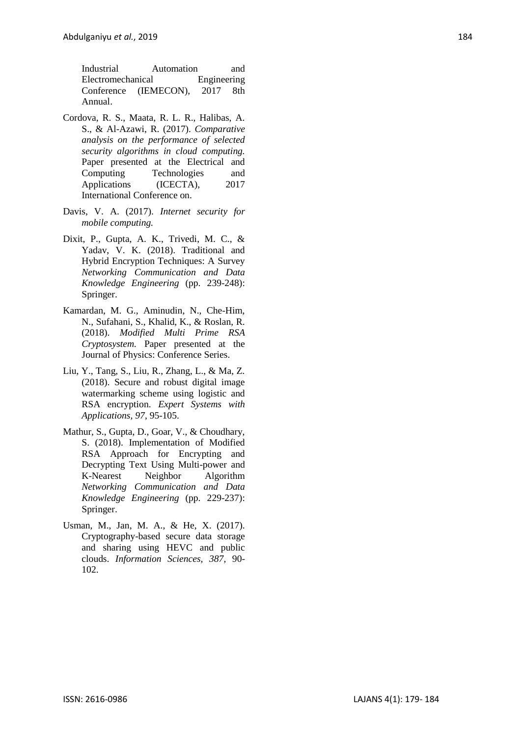Industrial Automation and Electromechanical Engineering Conference (IEMECON), 2017 8th Annual.

Cordova, R. S., Maata, R. L. R., Halibas, A. S., & Al-Azawi, R. (2017). *Comparative analysis on the performance of selected security algorithms in cloud computing.* Paper presented at the Electrical and Computing Technologies and Applications (ICECTA), 2017 International Conference on.

Davis, V. A. (2017). *Internet security for mobile computing.*

Dixit, P., Gupta, A. K., Trivedi, M. C., & Yadav, V. K. (2018). Traditional and Hybrid Encryption Techniques: A Survey *Networking Communication and Data Knowledge Engineering* (pp. 239-248): Springer.

Kamardan, M. G., Aminudin, N., Che-Him, N., Sufahani, S., Khalid, K., & Roslan, R. (2018). *Modified Multi Prime RSA Cryptosystem.* Paper presented at the Journal of Physics: Conference Series.

Liu, Y., Tang, S., Liu, R., Zhang, L., & Ma, Z. (2018). Secure and robust digital image watermarking scheme using logistic and RSA encryption. *Expert Systems with Applications, 97*, 95-105.

Mathur, S., Gupta, D., Goar, V., & Choudhary, S. (2018). Implementation of Modified RSA Approach for Encrypting and Decrypting Text Using Multi-power and K-Nearest Neighbor Algorithm *Networking Communication and Data Knowledge Engineering* (pp. 229-237): Springer.

Usman, M., Jan, M. A., & He, X. (2017). Cryptography-based secure data storage and sharing using HEVC and public clouds. *Information Sciences, 387*, 90-102.